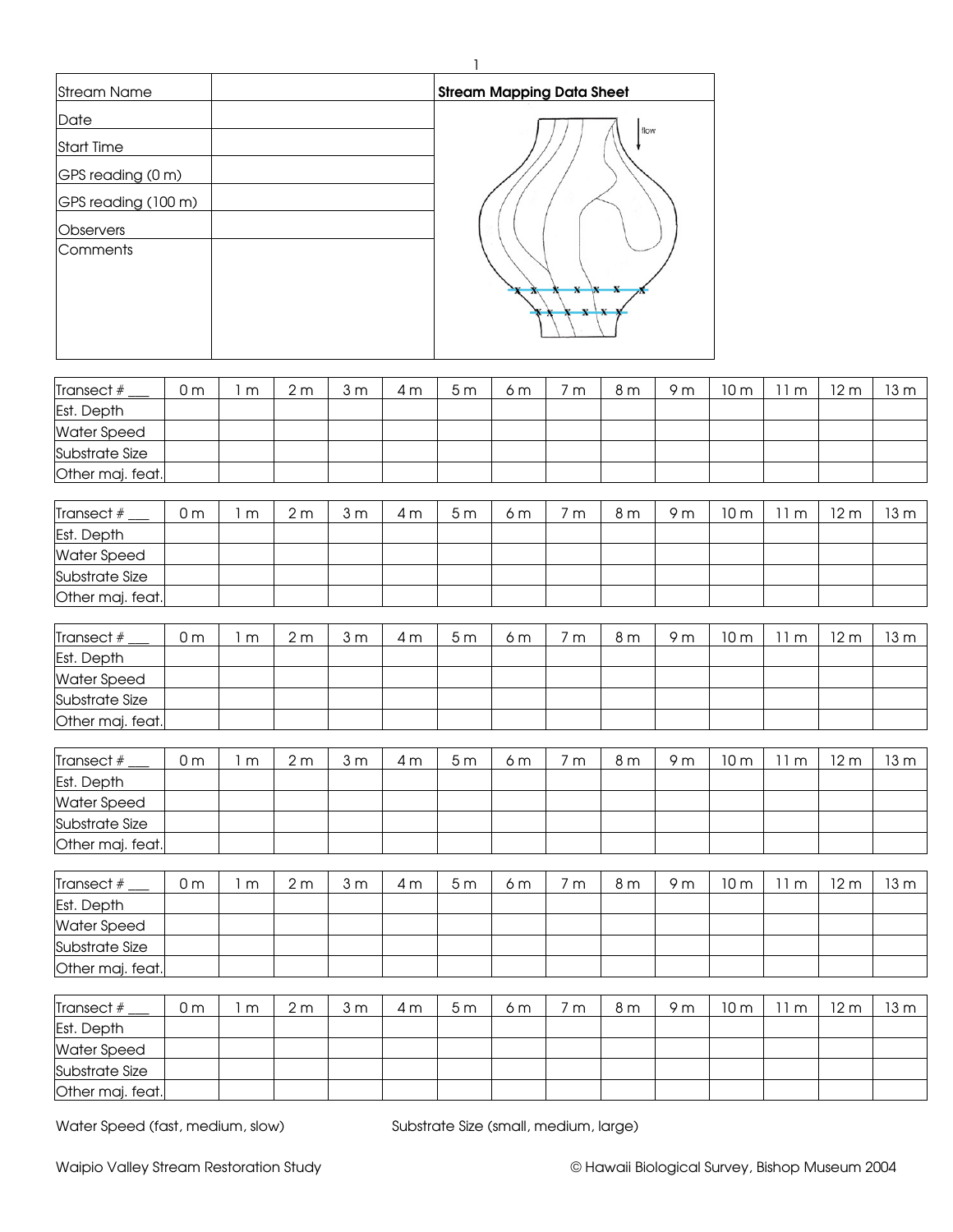| Stream Name | | **Stream Mapping Data Sheet** |
|---|---|---|
| Date | | |
| Start Time | | |
| GPS reading (0 m) | | |
| GPS reading (100 m) | | |
| Observers | | |
| Comments | | |

| Transect # ___ | 0 m | 1 m | 2 m | 3 m | 4 m | 5 m | 6 m | 7 m | 8 m | 9 m | 10 m | 11 m | 12 m | 13 m |
|---|---|---|---|---|---|---|---|---|---|---|---|---|---|---|
| Est. Depth | | | | | | | | | | | | | | |
| Water Speed | | | | | | | | | | | | | | |
| Substrate Size | | | | | | | | | | | | | | |
| Other maj. feat. | | | | | | | | | | | | | | |

| Transect # ___ | 0 m | 1 m | 2 m | 3 m | 4 m | 5 m | 6 m | 7 m | 8 m | 9 m | 10 m | 11 m | 12 m | 13 m |
|---|---|---|---|---|---|---|---|---|---|---|---|---|---|---|
| Est. Depth | | | | | | | | | | | | | | |
| Water Speed | | | | | | | | | | | | | | |
| Substrate Size | | | | | | | | | | | | | | |
| Other maj. feat. | | | | | | | | | | | | | | |

| Transect # ___ | 0 m | 1 m | 2 m | 3 m | 4 m | 5 m | 6 m | 7 m | 8 m | 9 m | 10 m | 11 m | 12 m | 13 m |
|---|---|---|---|---|---|---|---|---|---|---|---|---|---|---|
| Est. Depth | | | | | | | | | | | | | | |
| Water Speed | | | | | | | | | | | | | | |
| Substrate Size | | | | | | | | | | | | | | |
| Other maj. feat. | | | | | | | | | | | | | | |

| Transect # ___ | 0 m | 1 m | 2 m | 3 m | 4 m | 5 m | 6 m | 7 m | 8 m | 9 m | 10 m | 11 m | 12 m | 13 m |
|---|---|---|---|---|---|---|---|---|---|---|---|---|---|---|
| Est. Depth | | | | | | | | | | | | | | |
| Water Speed | | | | | | | | | | | | | | |
| Substrate Size | | | | | | | | | | | | | | |
| Other maj. feat. | | | | | | | | | | | | | | |

| Transect # ___ | 0 m | 1 m | 2 m | 3 m | 4 m | 5 m | 6 m | 7 m | 8 m | 9 m | 10 m | 11 m | 12 m | 13 m |
|---|---|---|---|---|---|---|---|---|---|---|---|---|---|---|
| Est. Depth | | | | | | | | | | | | | | |
| Water Speed | | | | | | | | | | | | | | |
| Substrate Size | | | | | | | | | | | | | | |
| Other maj. feat. | | | | | | | | | | | | | | |

| Transect # ___ | 0 m | 1 m | 2 m | 3 m | 4 m | 5 m | 6 m | 7 m | 8 m | 9 m | 10 m | 11 m | 12 m | 13 m |
|---|---|---|---|---|---|---|---|---|---|---|---|---|---|---|
| Est. Depth | | | | | | | | | | | | | | |
| Water Speed | | | | | | | | | | | | | | |
| Substrate Size | | | | | | | | | | | | | | |
| Other maj. feat. | | | | | | | | | | | | | | |

Water Speed (fast, medium, slow)

Substrate Size (small, medium, large)

Waipio Valley Stream Restoration Study

© Hawaii Biological Survey, Bishop Museum 2004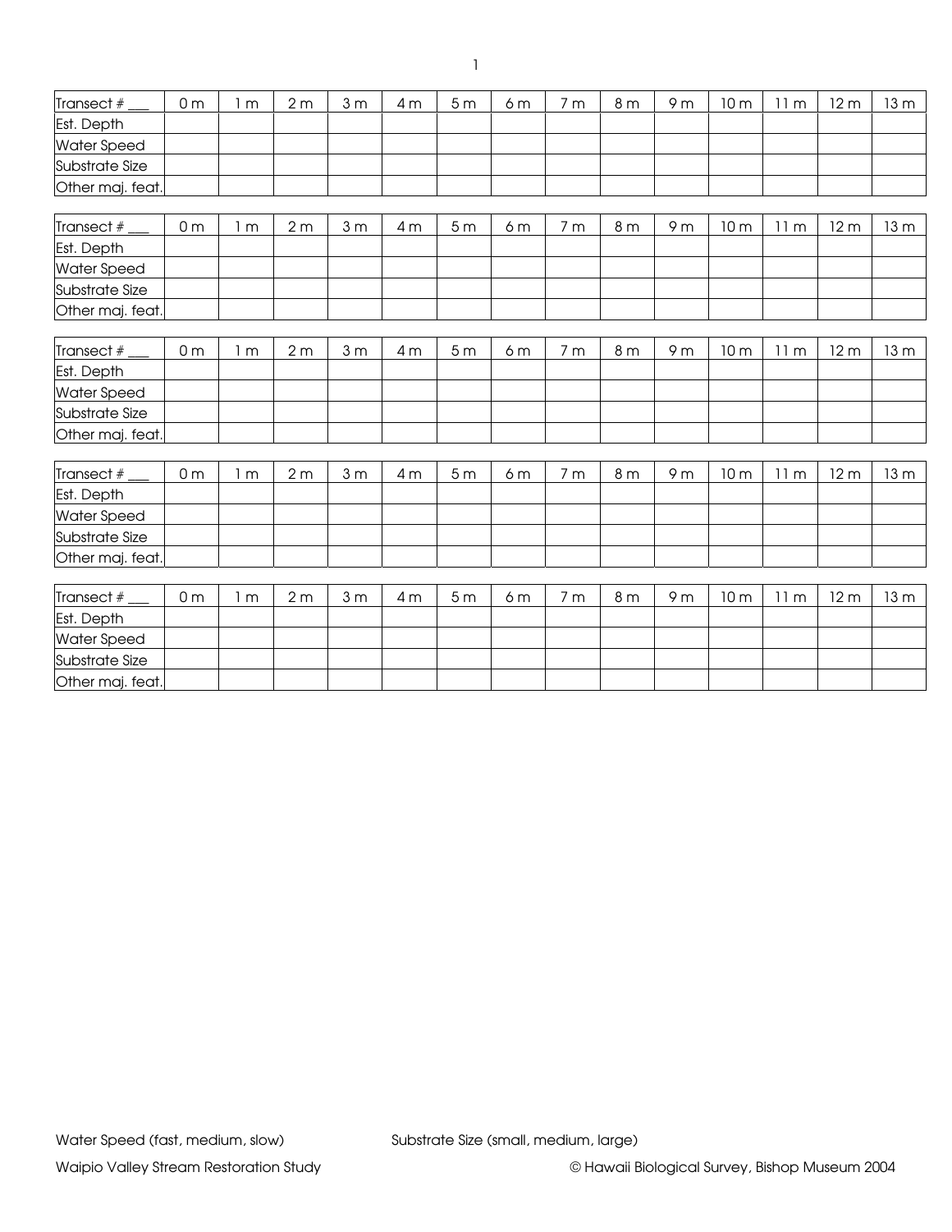| Transect # ___ | 0 m | 1 m | 2 m | 3 m | 4 m | 5 m | 6 m | 7 m | 8 m | 9 m | 10 m | 11 m | 12 m | 13 m |
|---|---|---|---|---|---|---|---|---|---|---|---|---|---|---|
| Est. Depth | | | | | | | | | | | | | | |
| Water Speed | | | | | | | | | | | | | | |
| Substrate Size | | | | | | | | | | | | | | |
| Other maj. feat. | | | | | | | | | | | | | | |

| Transect # ___ | 0 m | 1 m | 2 m | 3 m | 4 m | 5 m | 6 m | 7 m | 8 m | 9 m | 10 m | 11 m | 12 m | 13 m |
|---|---|---|---|---|---|---|---|---|---|---|---|---|---|---|
| Est. Depth | | | | | | | | | | | | | | |
| Water Speed | | | | | | | | | | | | | | |
| Substrate Size | | | | | | | | | | | | | | |
| Other maj. feat. | | | | | | | | | | | | | | |

| Transect # ___ | 0 m | 1 m | 2 m | 3 m | 4 m | 5 m | 6 m | 7 m | 8 m | 9 m | 10 m | 11 m | 12 m | 13 m |
|---|---|---|---|---|---|---|---|---|---|---|---|---|---|---|
| Est. Depth | | | | | | | | | | | | | | |
| Water Speed | | | | | | | | | | | | | | |
| Substrate Size | | | | | | | | | | | | | | |
| Other maj. feat. | | | | | | | | | | | | | | |

| Transect # ___ | 0 m | 1 m | 2 m | 3 m | 4 m | 5 m | 6 m | 7 m | 8 m | 9 m | 10 m | 11 m | 12 m | 13 m |
|---|---|---|---|---|---|---|---|---|---|---|---|---|---|---|
| Est. Depth | | | | | | | | | | | | | | |
| Water Speed | | | | | | | | | | | | | | |
| Substrate Size | | | | | | | | | | | | | | |
| Other maj. feat. | | | | | | | | | | | | | | |

| Transect # ___ | 0 m | 1 m | 2 m | 3 m | 4 m | 5 m | 6 m | 7 m | 8 m | 9 m | 10 m | 11 m | 12 m | 13 m |
|---|---|---|---|---|---|---|---|---|---|---|---|---|---|---|
| Est. Depth | | | | | | | | | | | | | | |
| Water Speed | | | | | | | | | | | | | | |
| Substrate Size | | | | | | | | | | | | | | |
| Other maj. feat. | | | | | | | | | | | | | | |

Water Speed (fast, medium, slow)

Substrate Size (small, medium, large)